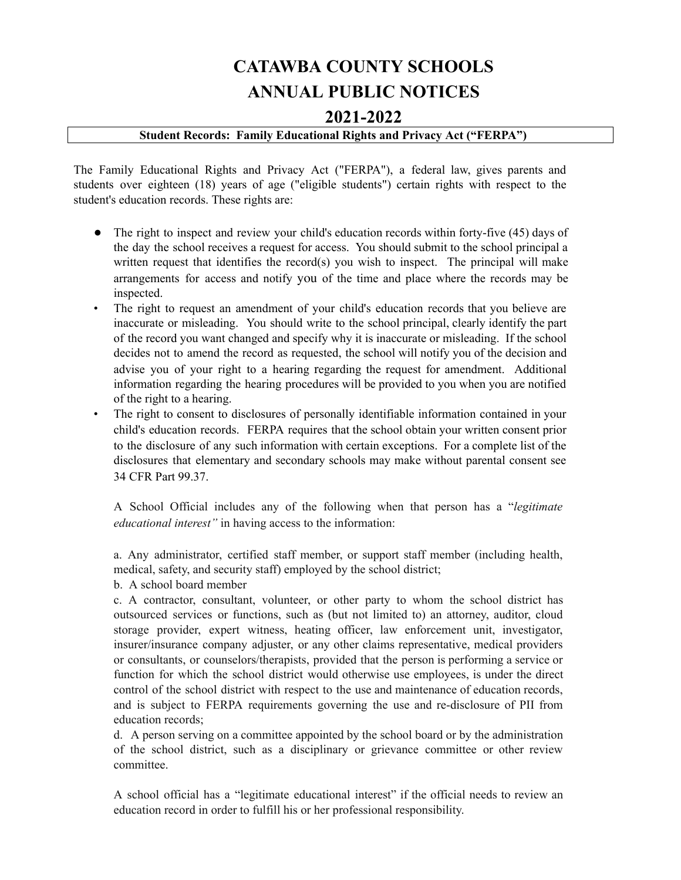# CATAWBA COUNTY SCHOOLS
# ANNUAL PUBLIC NOTICES
# 2021-2022

**Student Records: Family Educational Rights and Privacy Act ("FERPA")**

The Family Educational Rights and Privacy Act ("FERPA"), a federal law, gives parents and students over eighteen (18) years of age ("eligible students") certain rights with respect to the student's education records. These rights are:

- The right to inspect and review your child's education records within forty-five (45) days of the day the school receives a request for access. You should submit to the school principal a written request that identifies the record(s) you wish to inspect. The principal will make arrangements for access and notify you of the time and place where the records may be inspected.
- The right to request an amendment of your child's education records that you believe are inaccurate or misleading. You should write to the school principal, clearly identify the part of the record you want changed and specify why it is inaccurate or misleading. If the school decides not to amend the record as requested, the school will notify you of the decision and advise you of your right to a hearing regarding the request for amendment. Additional information regarding the hearing procedures will be provided to you when you are notified of the right to a hearing.
- The right to consent to disclosures of personally identifiable information contained in your child's education records. FERPA requires that the school obtain your written consent prior to the disclosure of any such information with certain exceptions. For a complete list of the disclosures that elementary and secondary schools may make without parental consent see 34 CFR Part 99.37.

  A School Official includes any of the following when that person has a "*legitimate educational interest"* in having access to the information:

  a. Any administrator, certified staff member, or support staff member (including health, medical, safety, and security staff) employed by the school district;
  b. A school board member
  c. A contractor, consultant, volunteer, or other party to whom the school district has outsourced services or functions, such as (but not limited to) an attorney, auditor, cloud storage provider, expert witness, heating officer, law enforcement unit, investigator, insurer/insurance company adjuster, or any other claims representative, medical providers or consultants, or counselors/therapists, provided that the person is performing a service or function for which the school district would otherwise use employees, is under the direct control of the school district with respect to the use and maintenance of education records, and is subject to FERPA requirements governing the use and re-disclosure of PII from education records;
  d. A person serving on a committee appointed by the school board or by the administration of the school district, such as a disciplinary or grievance committee or other review committee.

  A school official has a "legitimate educational interest" if the official needs to review an education record in order to fulfill his or her professional responsibility.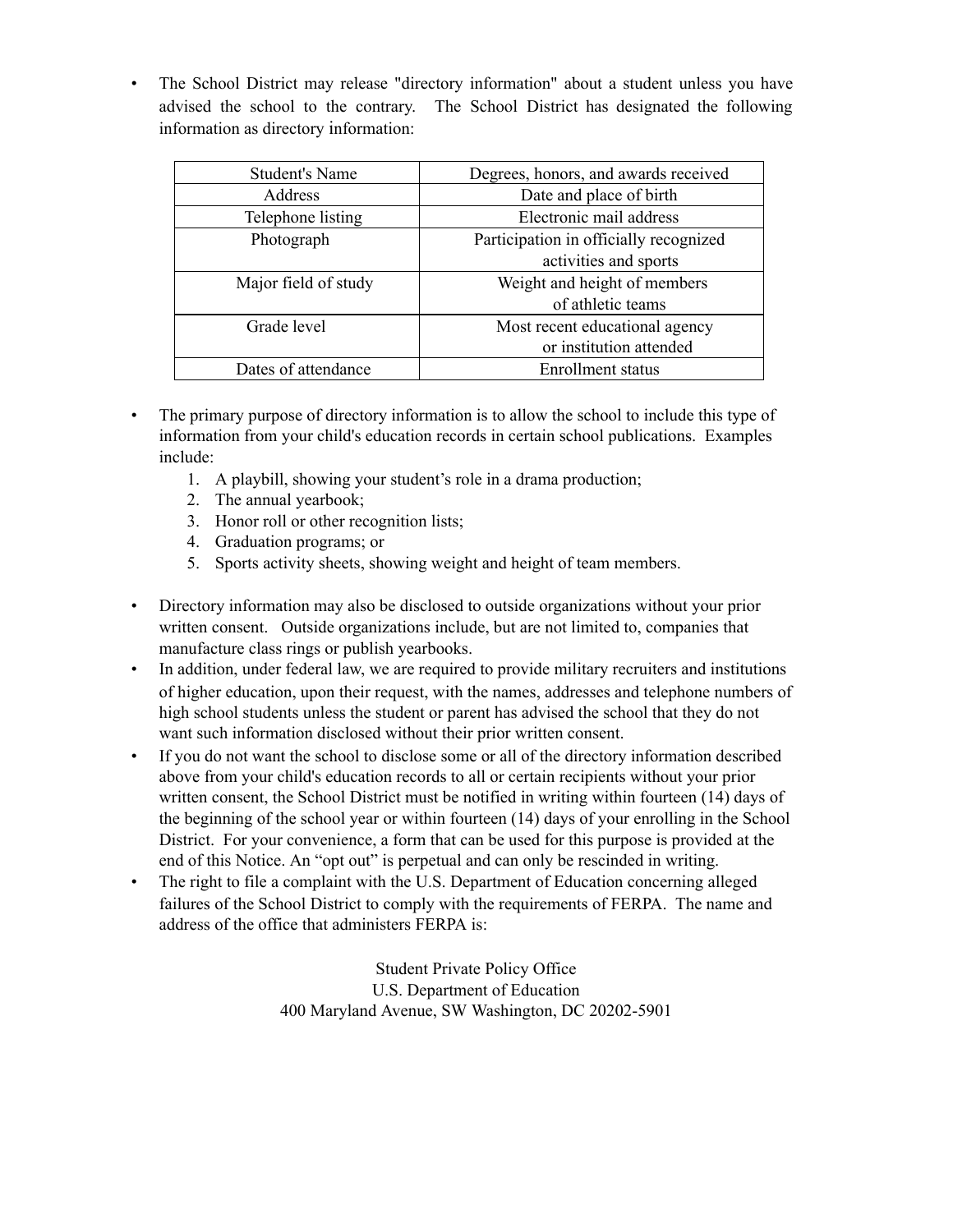- The School District may release "directory information" about a student unless you have advised the school to the contrary. The School District has designated the following information as directory information:

| Student's Name | Degrees, honors, and awards received |
|---|---|
| Address | Date and place of birth |
| Telephone listing | Electronic mail address |
| Photograph | Participation in officially recognized activities and sports |
| Major field of study | Weight and height of members of athletic teams |
| Grade level | Most recent educational agency or institution attended |
| Dates of attendance | Enrollment status |

- The primary purpose of directory information is to allow the school to include this type of information from your child's education records in certain school publications. Examples include:
    1. A playbill, showing your student's role in a drama production;
    2. The annual yearbook;
    3. Honor roll or other recognition lists;
    4. Graduation programs; or
    5. Sports activity sheets, showing weight and height of team members.

- Directory information may also be disclosed to outside organizations without your prior written consent. Outside organizations include, but are not limited to, companies that manufacture class rings or publish yearbooks.
- In addition, under federal law, we are required to provide military recruiters and institutions of higher education, upon their request, with the names, addresses and telephone numbers of high school students unless the student or parent has advised the school that they do not want such information disclosed without their prior written consent.
- If you do not want the school to disclose some or all of the directory information described above from your child's education records to all or certain recipients without your prior written consent, the School District must be notified in writing within fourteen (14) days of the beginning of the school year or within fourteen (14) days of your enrolling in the School District. For your convenience, a form that can be used for this purpose is provided at the end of this Notice. An "opt out" is perpetual and can only be rescinded in writing.
- The right to file a complaint with the U.S. Department of Education concerning alleged failures of the School District to comply with the requirements of FERPA. The name and address of the office that administers FERPA is:

Student Private Policy Office
U.S. Department of Education
400 Maryland Avenue, SW Washington, DC 20202-5901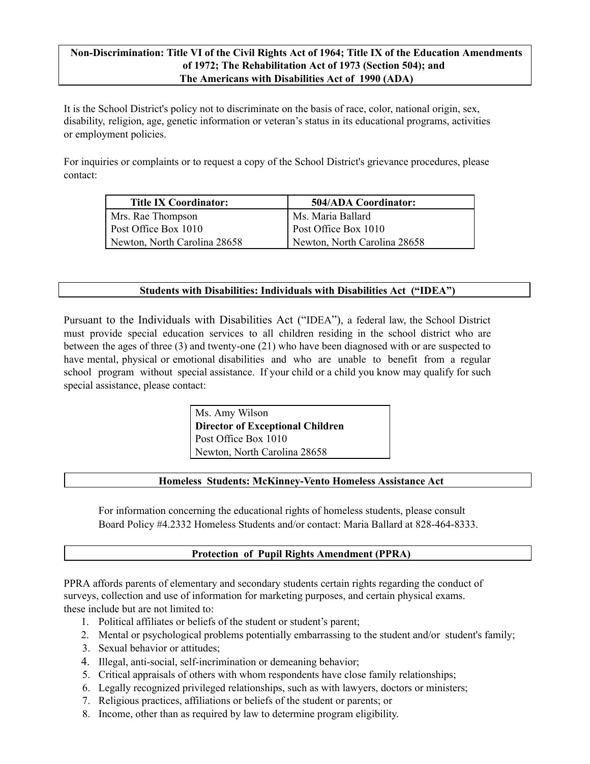## Non-Discrimination: Title VI of the Civil Rights Act of 1964; Title IX of the Education Amendments of 1972; The Rehabilitation Act of 1973 (Section 504); and The Americans with Disabilities Act of 1990 (ADA)

It is the School District's policy not to discriminate on the basis of race, color, national origin, sex, disability, religion, age, genetic information or veteran's status in its educational programs, activities or employment policies.

For inquiries or complaints or to request a copy of the School District's grievance procedures, please contact:

| Title IX Coordinator: | 504/ADA Coordinator: |
|---|---|
| Mrs. Rae Thompson | Ms. Maria Ballard |
| Post Office Box 1010 | Post Office Box 1010 |
| Newton, North Carolina 28658 | Newton, North Carolina 28658 |

## Students with Disabilities: Individuals with Disabilities Act ("IDEA")

Pursuant to the Individuals with Disabilities Act ("IDEA"), a federal law, the School District must provide special education services to all children residing in the school district who are between the ages of three (3) and twenty-one (21) who have been diagnosed with or are suspected to have mental, physical or emotional disabilities and who are unable to benefit from a regular school program without special assistance. If your child or a child you know may qualify for such special assistance, please contact:

Ms. Amy Wilson
**Director of Exceptional Children**
Post Office Box 1010
Newton, North Carolina 28658

## Homeless Students: McKinney-Vento Homeless Assistance Act

For information concerning the educational rights of homeless students, please consult Board Policy #4.2332 Homeless Students and/or contact: Maria Ballard at 828-464-8333.

## Protection of Pupil Rights Amendment (PPRA)

PPRA affords parents of elementary and secondary students certain rights regarding the conduct of surveys, collection and use of information for marketing purposes, and certain physical exams. these include but are not limited to:

1. Political affiliates or beliefs of the student or student's parent;
2. Mental or psychological problems potentially embarrassing to the student and/or student's family;
3. Sexual behavior or attitudes;
4. Illegal, anti-social, self-incrimination or demeaning behavior;
5. Critical appraisals of others with whom respondents have close family relationships;
6. Legally recognized privileged relationships, such as with lawyers, doctors or ministers;
7. Religious practices, affiliations or beliefs of the student or parents; or
8. Income, other than as required by law to determine program eligibility.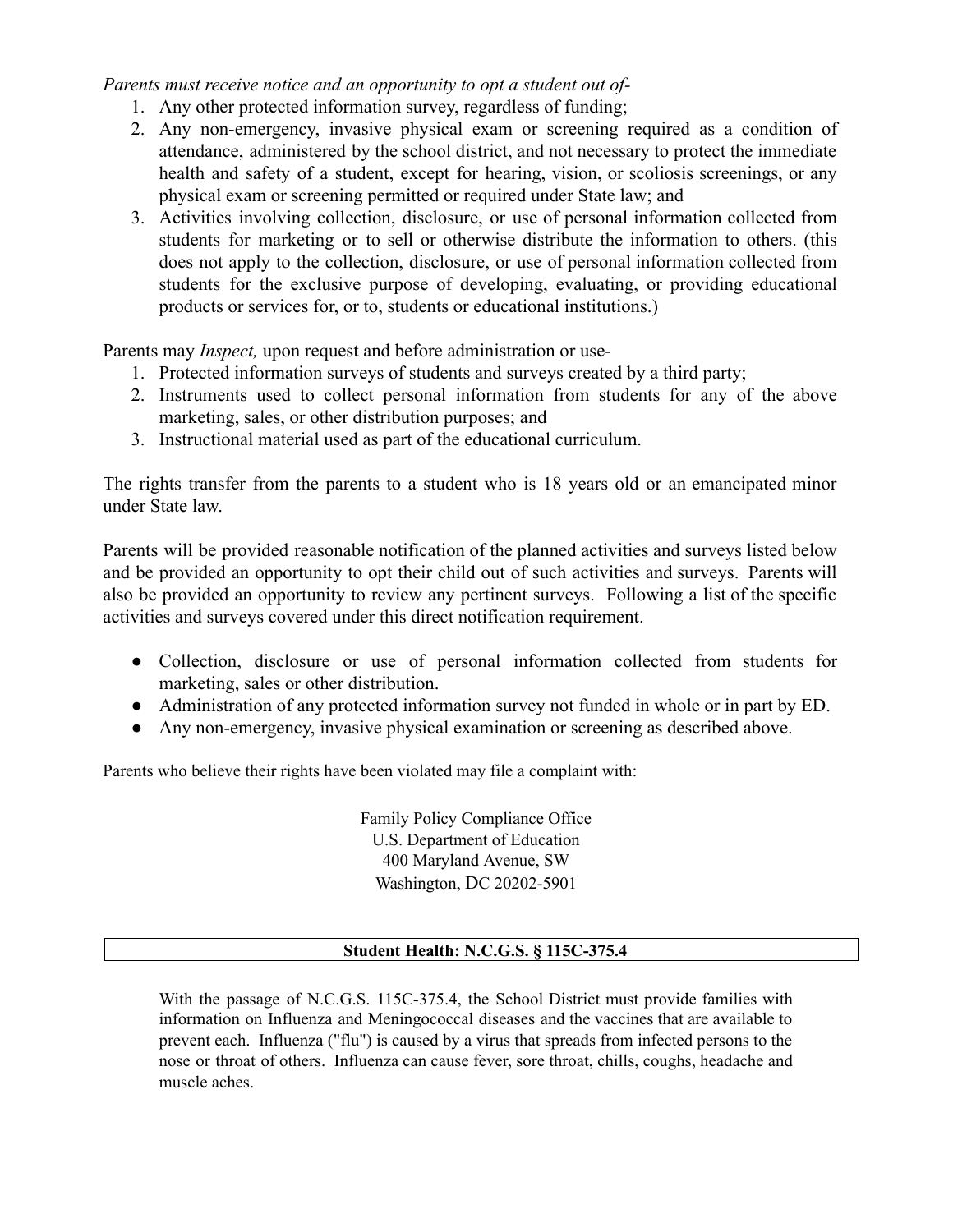*Parents must receive notice and an opportunity to opt a student out of-*

1. Any other protected information survey, regardless of funding;
2. Any non-emergency, invasive physical exam or screening required as a condition of attendance, administered by the school district, and not necessary to protect the immediate health and safety of a student, except for hearing, vision, or scoliosis screenings, or any physical exam or screening permitted or required under State law; and
3. Activities involving collection, disclosure, or use of personal information collected from students for marketing or to sell or otherwise distribute the information to others. (this does not apply to the collection, disclosure, or use of personal information collected from students for the exclusive purpose of developing, evaluating, or providing educational products or services for, or to, students or educational institutions.)

Parents may *Inspect,* upon request and before administration or use-

1. Protected information surveys of students and surveys created by a third party;
2. Instruments used to collect personal information from students for any of the above marketing, sales, or other distribution purposes; and
3. Instructional material used as part of the educational curriculum.

The rights transfer from the parents to a student who is 18 years old or an emancipated minor under State law.

Parents will be provided reasonable notification of the planned activities and surveys listed below and be provided an opportunity to opt their child out of such activities and surveys. Parents will also be provided an opportunity to review any pertinent surveys. Following a list of the specific activities and surveys covered under this direct notification requirement.

- Collection, disclosure or use of personal information collected from students for marketing, sales or other distribution.
- Administration of any protected information survey not funded in whole or in part by ED.
- Any non-emergency, invasive physical examination or screening as described above.

Parents who believe their rights have been violated may file a complaint with:

Family Policy Compliance Office
U.S. Department of Education
400 Maryland Avenue, SW
Washington, DC 20202-5901

## Student Health: N.C.G.S. § 115C-375.4

With the passage of N.C.G.S. 115C-375.4, the School District must provide families with information on Influenza and Meningococcal diseases and the vaccines that are available to prevent each. Influenza ("flu") is caused by a virus that spreads from infected persons to the nose or throat of others. Influenza can cause fever, sore throat, chills, coughs, headache and muscle aches.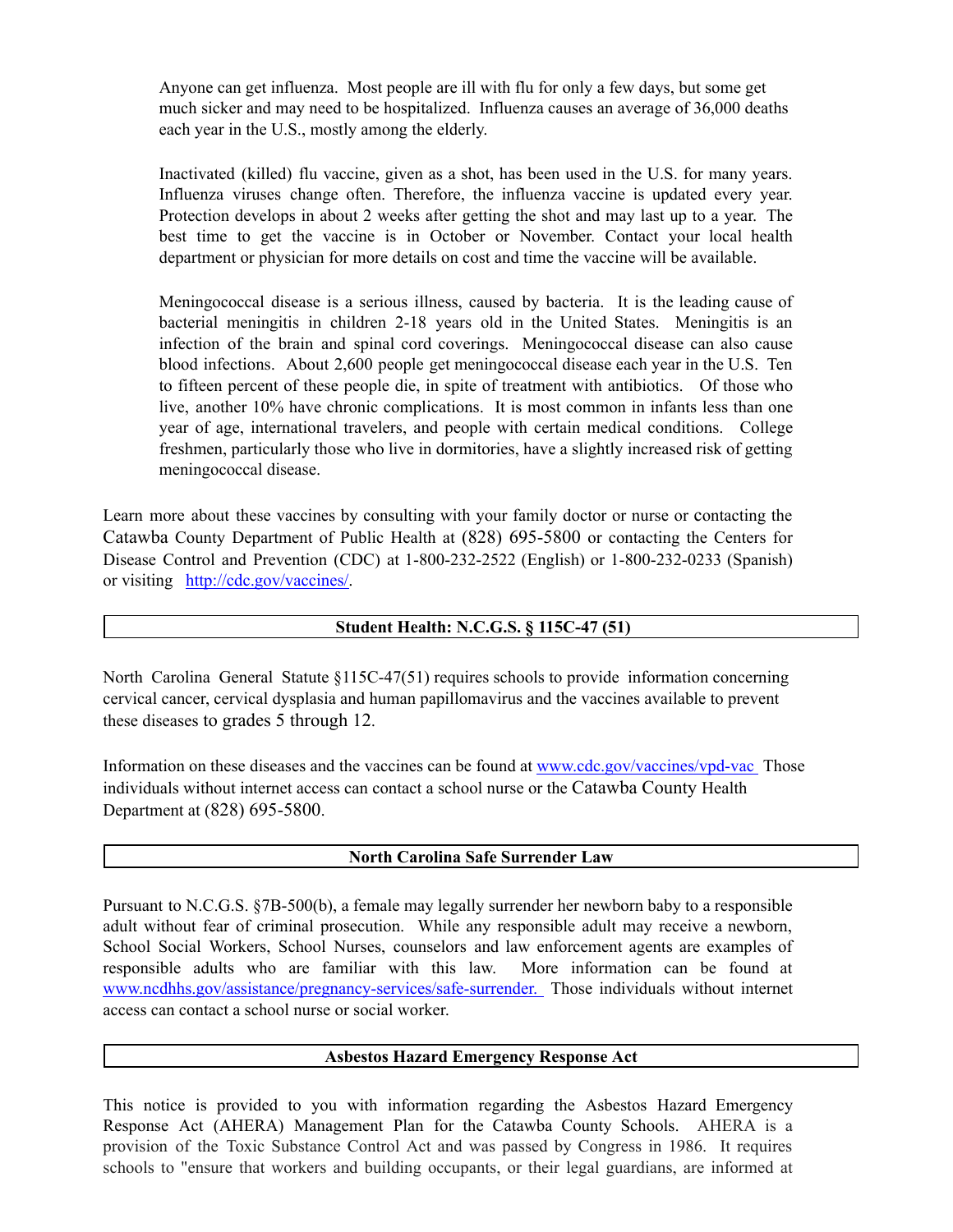Anyone can get influenza. Most people are ill with flu for only a few days, but some get much sicker and may need to be hospitalized. Influenza causes an average of 36,000 deaths each year in the U.S., mostly among the elderly.

Inactivated (killed) flu vaccine, given as a shot, has been used in the U.S. for many years. Influenza viruses change often. Therefore, the influenza vaccine is updated every year. Protection develops in about 2 weeks after getting the shot and may last up to a year. The best time to get the vaccine is in October or November. Contact your local health department or physician for more details on cost and time the vaccine will be available.

Meningococcal disease is a serious illness, caused by bacteria. It is the leading cause of bacterial meningitis in children 2-18 years old in the United States. Meningitis is an infection of the brain and spinal cord coverings. Meningococcal disease can also cause blood infections. About 2,600 people get meningococcal disease each year in the U.S. Ten to fifteen percent of these people die, in spite of treatment with antibiotics. Of those who live, another 10% have chronic complications. It is most common in infants less than one year of age, international travelers, and people with certain medical conditions. College freshmen, particularly those who live in dormitories, have a slightly increased risk of getting meningococcal disease.

Learn more about these vaccines by consulting with your family doctor or nurse or contacting the Catawba County Department of Public Health at (828) 695-5800 or contacting the Centers for Disease Control and Prevention (CDC) at 1-800-232-2522 (English) or 1-800-232-0233 (Spanish) or visiting [http://cdc.gov/vaccines/](http://cdc.gov/vaccines/).

## Student Health: N.C.G.S. § 115C-47 (51)

North Carolina General Statute §115C-47(51) requires schools to provide information concerning cervical cancer, cervical dysplasia and human papillomavirus and the vaccines available to prevent these diseases to grades 5 through 12.

Information on these diseases and the vaccines can be found at [www.cdc.gov/vaccines/vpd-vac](www.cdc.gov/vaccines/vpd-vac) Those individuals without internet access can contact a school nurse or the Catawba County Health Department at (828) 695-5800.

## North Carolina Safe Surrender Law

Pursuant to N.C.G.S. §7B-500(b), a female may legally surrender her newborn baby to a responsible adult without fear of criminal prosecution. While any responsible adult may receive a newborn, School Social Workers, School Nurses, counselors and law enforcement agents are examples of responsible adults who are familiar with this law. More information can be found at [www.ncdhhs.gov/assistance/pregnancy-services/safe-surrender.](www.ncdhhs.gov/assistance/pregnancy-services/safe-surrender) Those individuals without internet access can contact a school nurse or social worker.

## Asbestos Hazard Emergency Response Act

This notice is provided to you with information regarding the Asbestos Hazard Emergency Response Act (AHERA) Management Plan for the Catawba County Schools. AHERA is a provision of the Toxic Substance Control Act and was passed by Congress in 1986. It requires schools to "ensure that workers and building occupants, or their legal guardians, are informed at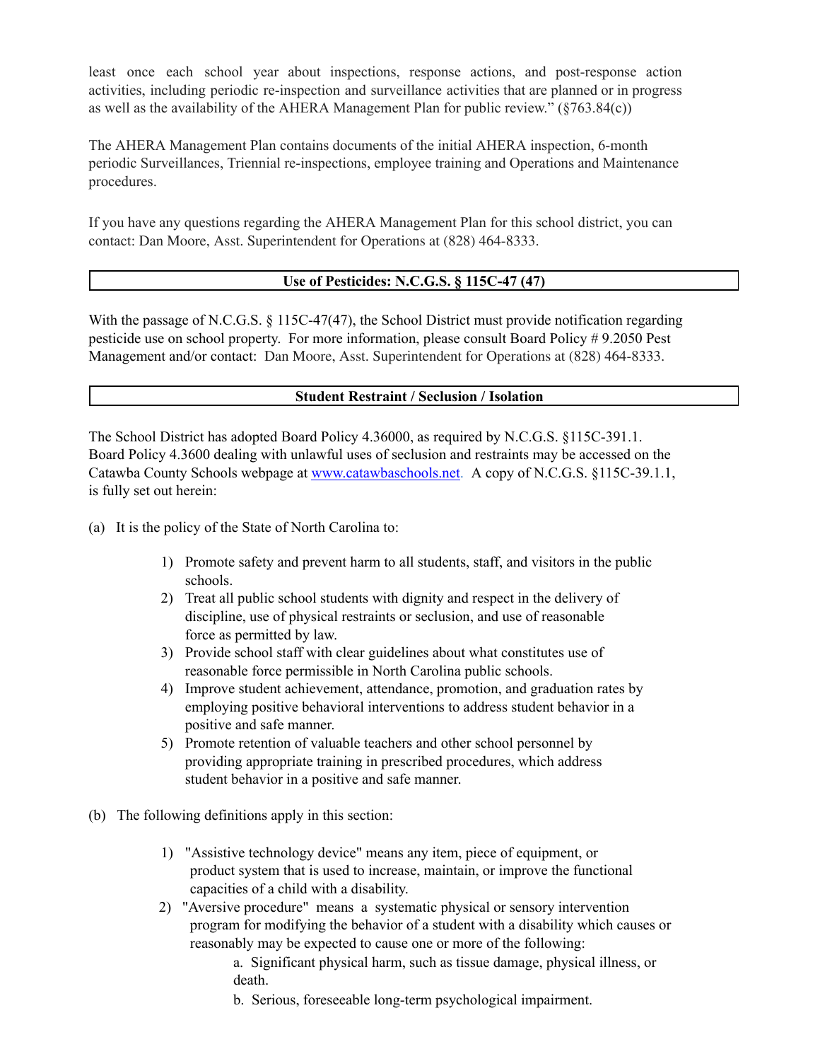least once each school year about inspections, response actions, and post-response action activities, including periodic re-inspection and surveillance activities that are planned or in progress as well as the availability of the AHERA Management Plan for public review." (§763.84(c))

The AHERA Management Plan contains documents of the initial AHERA inspection, 6-month periodic Surveillances, Triennial re-inspections, employee training and Operations and Maintenance procedures.

If you have any questions regarding the AHERA Management Plan for this school district, you can contact: Dan Moore, Asst. Superintendent for Operations at (828) 464-8333.

## Use of Pesticides: N.C.G.S. § 115C-47 (47)

With the passage of N.C.G.S. § 115C-47(47), the School District must provide notification regarding pesticide use on school property. For more information, please consult Board Policy # 9.2050 Pest Management and/or contact: Dan Moore, Asst. Superintendent for Operations at (828) 464-8333.

## Student Restraint / Seclusion / Isolation

The School District has adopted Board Policy 4.36000, as required by N.C.G.S. §115C-391.1. Board Policy 4.3600 dealing with unlawful uses of seclusion and restraints may be accessed on the Catawba County Schools webpage at www.catawbaschools.net. A copy of N.C.G.S. §115C-39.1.1, is fully set out herein:

(a) It is the policy of the State of North Carolina to:

1) Promote safety and prevent harm to all students, staff, and visitors in the public schools.
2) Treat all public school students with dignity and respect in the delivery of discipline, use of physical restraints or seclusion, and use of reasonable force as permitted by law.
3) Provide school staff with clear guidelines about what constitutes use of reasonable force permissible in North Carolina public schools.
4) Improve student achievement, attendance, promotion, and graduation rates by employing positive behavioral interventions to address student behavior in a positive and safe manner.
5) Promote retention of valuable teachers and other school personnel by providing appropriate training in prescribed procedures, which address student behavior in a positive and safe manner.

(b) The following definitions apply in this section:

1) "Assistive technology device" means any item, piece of equipment, or product system that is used to increase, maintain, or improve the functional capacities of a child with a disability.
2) "Aversive procedure" means a systematic physical or sensory intervention program for modifying the behavior of a student with a disability which causes or reasonably may be expected to cause one or more of the following:
    a. Significant physical harm, such as tissue damage, physical illness, or death.
    b. Serious, foreseeable long-term psychological impairment.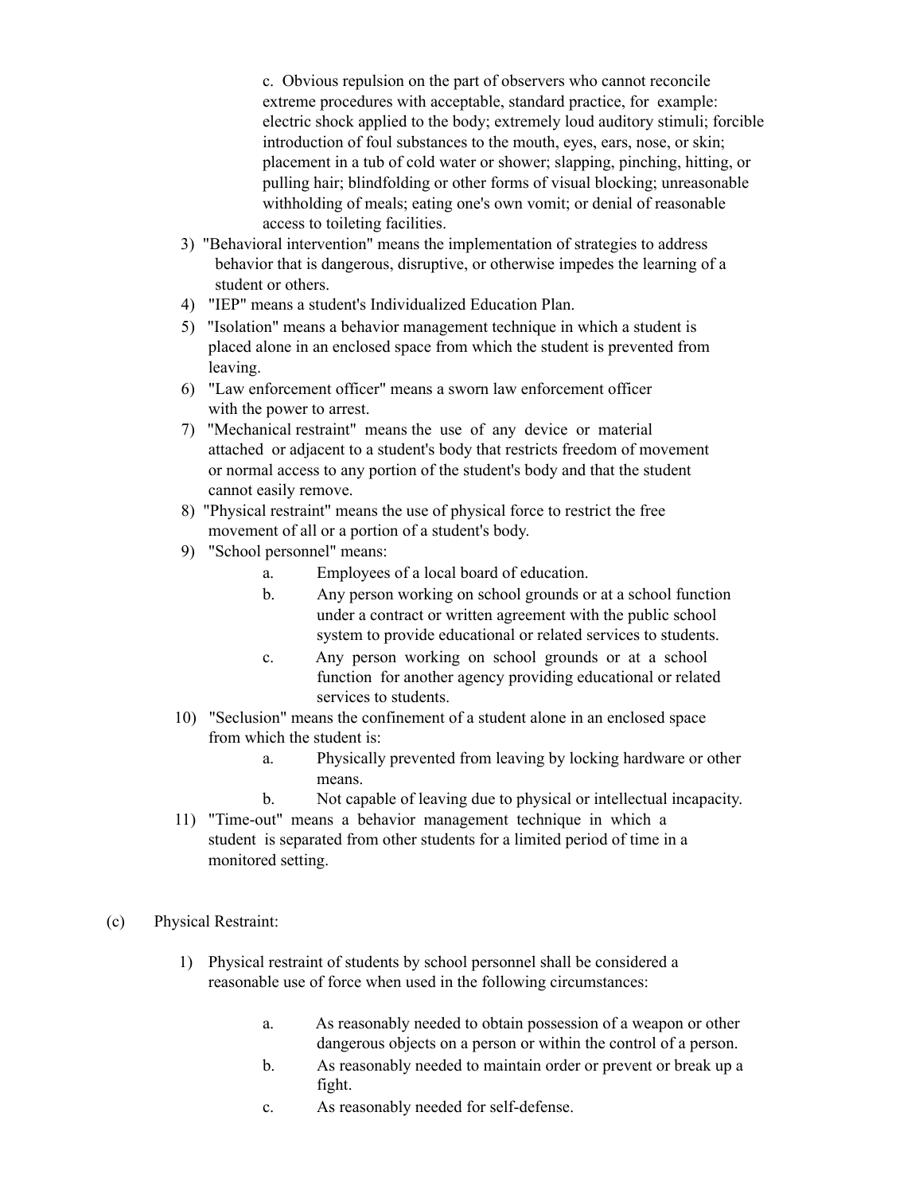c. Obvious repulsion on the part of observers who cannot reconcile extreme procedures with acceptable, standard practice, for example: electric shock applied to the body; extremely loud auditory stimuli; forcible introduction of foul substances to the mouth, eyes, ears, nose, or skin; placement in a tub of cold water or shower; slapping, pinching, hitting, or pulling hair; blindfolding or other forms of visual blocking; unreasonable withholding of meals; eating one's own vomit; or denial of reasonable access to toileting facilities.

3) "Behavioral intervention" means the implementation of strategies to address behavior that is dangerous, disruptive, or otherwise impedes the learning of a student or others.
4) "IEP" means a student's Individualized Education Plan.
5) "Isolation" means a behavior management technique in which a student is placed alone in an enclosed space from which the student is prevented from leaving.
6) "Law enforcement officer" means a sworn law enforcement officer with the power to arrest.
7) "Mechanical restraint" means the use of any device or material attached or adjacent to a student's body that restricts freedom of movement or normal access to any portion of the student's body and that the student cannot easily remove.
8) "Physical restraint" means the use of physical force to restrict the free movement of all or a portion of a student's body.
9) "School personnel" means:
   a. Employees of a local board of education.
   b. Any person working on school grounds or at a school function under a contract or written agreement with the public school system to provide educational or related services to students.
   c. Any person working on school grounds or at a school function for another agency providing educational or related services to students.
10) "Seclusion" means the confinement of a student alone in an enclosed space from which the student is:
    a. Physically prevented from leaving by locking hardware or other means.
    b. Not capable of leaving due to physical or intellectual incapacity.
11) "Time-out" means a behavior management technique in which a student is separated from other students for a limited period of time in a monitored setting.

(c) Physical Restraint:

1) Physical restraint of students by school personnel shall be considered a reasonable use of force when used in the following circumstances:
   a. As reasonably needed to obtain possession of a weapon or other dangerous objects on a person or within the control of a person.
   b. As reasonably needed to maintain order or prevent or break up a fight.
   c. As reasonably needed for self-defense.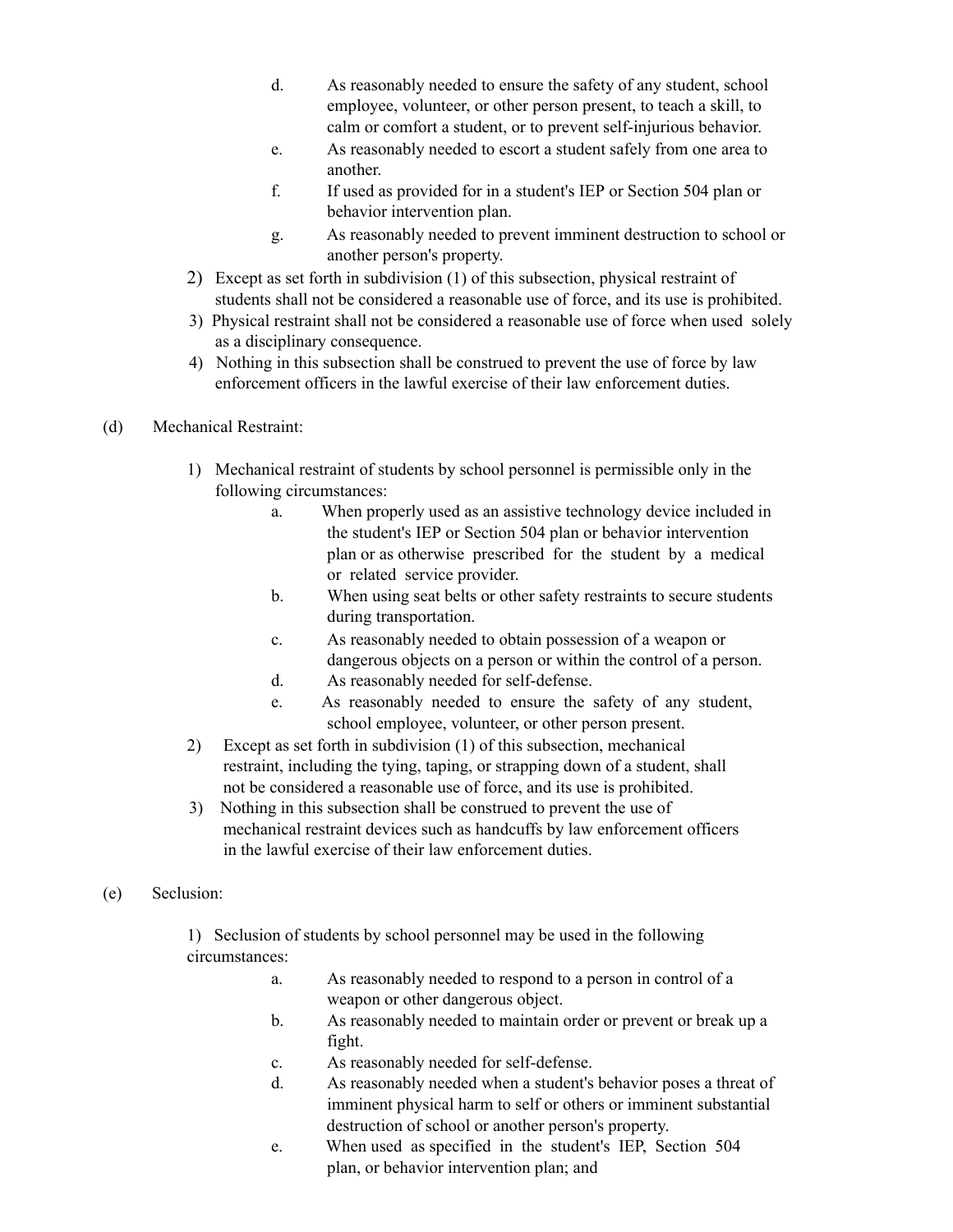d. As reasonably needed to ensure the safety of any student, school employee, volunteer, or other person present, to teach a skill, to calm or comfort a student, or to prevent self-injurious behavior.

e. As reasonably needed to escort a student safely from one area to another.

f. If used as provided for in a student's IEP or Section 504 plan or behavior intervention plan.

g. As reasonably needed to prevent imminent destruction to school or another person's property.

2) Except as set forth in subdivision (1) of this subsection, physical restraint of students shall not be considered a reasonable use of force, and its use is prohibited.

3) Physical restraint shall not be considered a reasonable use of force when used solely as a disciplinary consequence.

4) Nothing in this subsection shall be construed to prevent the use of force by law enforcement officers in the lawful exercise of their law enforcement duties.

(d) Mechanical Restraint:

1) Mechanical restraint of students by school personnel is permissible only in the following circumstances:

a. When properly used as an assistive technology device included in the student's IEP or Section 504 plan or behavior intervention plan or as otherwise prescribed for the student by a medical or related service provider.

b. When using seat belts or other safety restraints to secure students during transportation.

c. As reasonably needed to obtain possession of a weapon or dangerous objects on a person or within the control of a person.

d. As reasonably needed for self-defense.

e. As reasonably needed to ensure the safety of any student, school employee, volunteer, or other person present.

2) Except as set forth in subdivision (1) of this subsection, mechanical restraint, including the tying, taping, or strapping down of a student, shall not be considered a reasonable use of force, and its use is prohibited.

3) Nothing in this subsection shall be construed to prevent the use of mechanical restraint devices such as handcuffs by law enforcement officers in the lawful exercise of their law enforcement duties.

(e) Seclusion:

1) Seclusion of students by school personnel may be used in the following circumstances:

a. As reasonably needed to respond to a person in control of a weapon or other dangerous object.

b. As reasonably needed to maintain order or prevent or break up a fight.

c. As reasonably needed for self-defense.

d. As reasonably needed when a student's behavior poses a threat of imminent physical harm to self or others or imminent substantial destruction of school or another person's property.

e. When used as specified in the student's IEP, Section 504 plan, or behavior intervention plan; and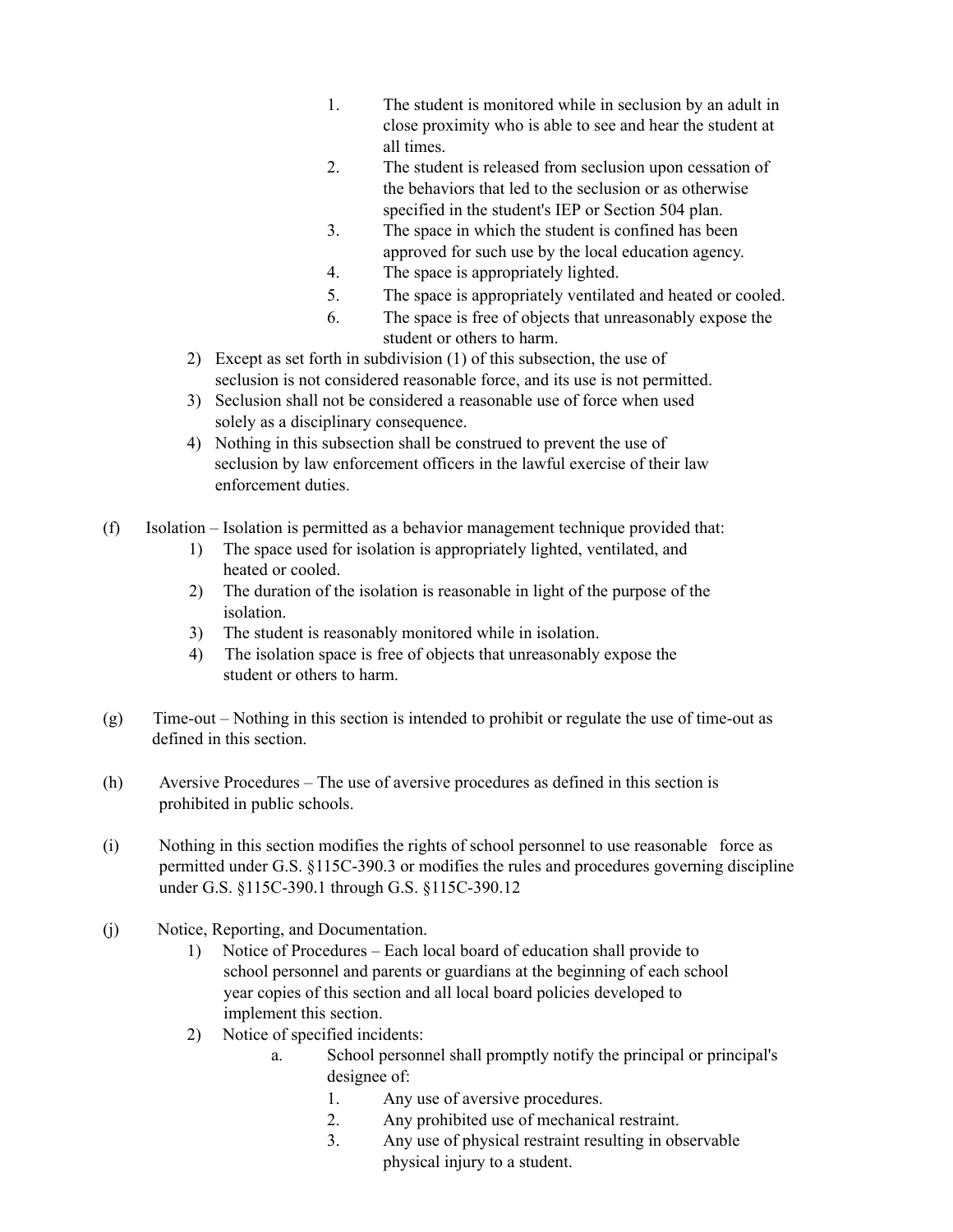1. The student is monitored while in seclusion by an adult in close proximity who is able to see and hear the student at all times.
2. The student is released from seclusion upon cessation of the behaviors that led to the seclusion or as otherwise specified in the student's IEP or Section 504 plan.
3. The space in which the student is confined has been approved for such use by the local education agency.
4. The space is appropriately lighted.
5. The space is appropriately ventilated and heated or cooled.
6. The space is free of objects that unreasonably expose the student or others to harm.

2) Except as set forth in subdivision (1) of this subsection, the use of seclusion is not considered reasonable force, and its use is not permitted.

3) Seclusion shall not be considered a reasonable use of force when used solely as a disciplinary consequence.

4) Nothing in this subsection shall be construed to prevent the use of seclusion by law enforcement officers in the lawful exercise of their law enforcement duties.

(f) Isolation – Isolation is permitted as a behavior management technique provided that:

1) The space used for isolation is appropriately lighted, ventilated, and heated or cooled.
2) The duration of the isolation is reasonable in light of the purpose of the isolation.
3) The student is reasonably monitored while in isolation.
4) The isolation space is free of objects that unreasonably expose the student or others to harm.

(g) Time-out – Nothing in this section is intended to prohibit or regulate the use of time-out as defined in this section.

(h) Aversive Procedures – The use of aversive procedures as defined in this section is prohibited in public schools.

(i) Nothing in this section modifies the rights of school personnel to use reasonable force as permitted under G.S. §115C-390.3 or modifies the rules and procedures governing discipline under G.S. §115C-390.1 through G.S. §115C-390.12

(j) Notice, Reporting, and Documentation.

1) Notice of Procedures – Each local board of education shall provide to school personnel and parents or guardians at the beginning of each school year copies of this section and all local board policies developed to implement this section.

2) Notice of specified incidents:

a. School personnel shall promptly notify the principal or principal's designee of:

1. Any use of aversive procedures.
2. Any prohibited use of mechanical restraint.
3. Any use of physical restraint resulting in observable physical injury to a student.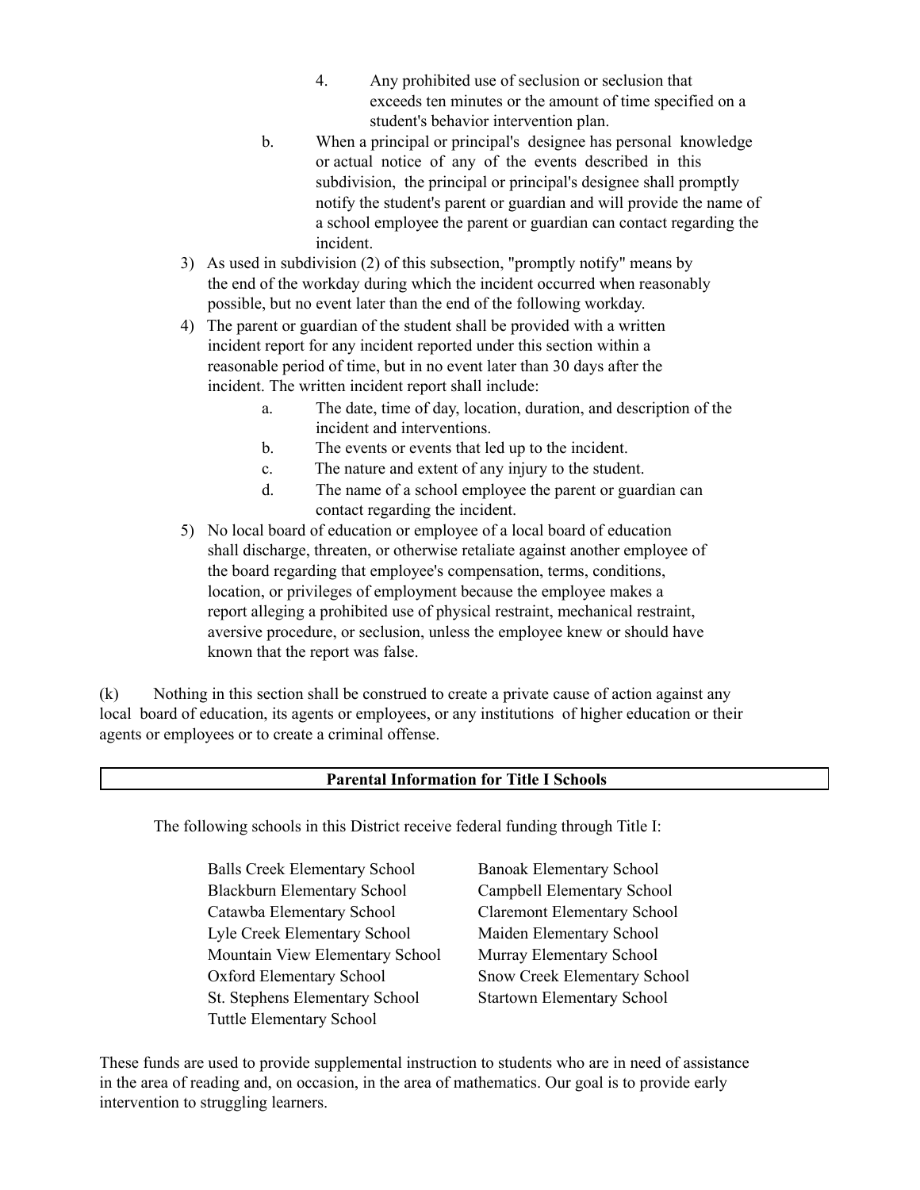4. Any prohibited use of seclusion or seclusion that exceeds ten minutes or the amount of time specified on a student's behavior intervention plan.

b. When a principal or principal's designee has personal knowledge or actual notice of any of the events described in this subdivision, the principal or principal's designee shall promptly notify the student's parent or guardian and will provide the name of a school employee the parent or guardian can contact regarding the incident.

3) As used in subdivision (2) of this subsection, "promptly notify" means by the end of the workday during which the incident occurred when reasonably possible, but no event later than the end of the following workday.

4) The parent or guardian of the student shall be provided with a written incident report for any incident reported under this section within a reasonable period of time, but in no event later than 30 days after the incident. The written incident report shall include:

   a. The date, time of day, location, duration, and description of the incident and interventions.
   b. The events or events that led up to the incident.
   c. The nature and extent of any injury to the student.
   d. The name of a school employee the parent or guardian can contact regarding the incident.

5) No local board of education or employee of a local board of education shall discharge, threaten, or otherwise retaliate against another employee of the board regarding that employee's compensation, terms, conditions, location, or privileges of employment because the employee makes a report alleging a prohibited use of physical restraint, mechanical restraint, aversive procedure, or seclusion, unless the employee knew or should have known that the report was false.

(k) Nothing in this section shall be construed to create a private cause of action against any local board of education, its agents or employees, or any institutions of higher education or their agents or employees or to create a criminal offense.

## Parental Information for Title I Schools

The following schools in this District receive federal funding through Title I:

- Balls Creek Elementary School
- Banoak Elementary School
- Blackburn Elementary School
- Campbell Elementary School
- Catawba Elementary School
- Claremont Elementary School
- Lyle Creek Elementary School
- Maiden Elementary School
- Mountain View Elementary School
- Murray Elementary School
- Oxford Elementary School
- Snow Creek Elementary School
- St. Stephens Elementary School
- Startown Elementary School
- Tuttle Elementary School

These funds are used to provide supplemental instruction to students who are in need of assistance in the area of reading and, on occasion, in the area of mathematics. Our goal is to provide early intervention to struggling learners.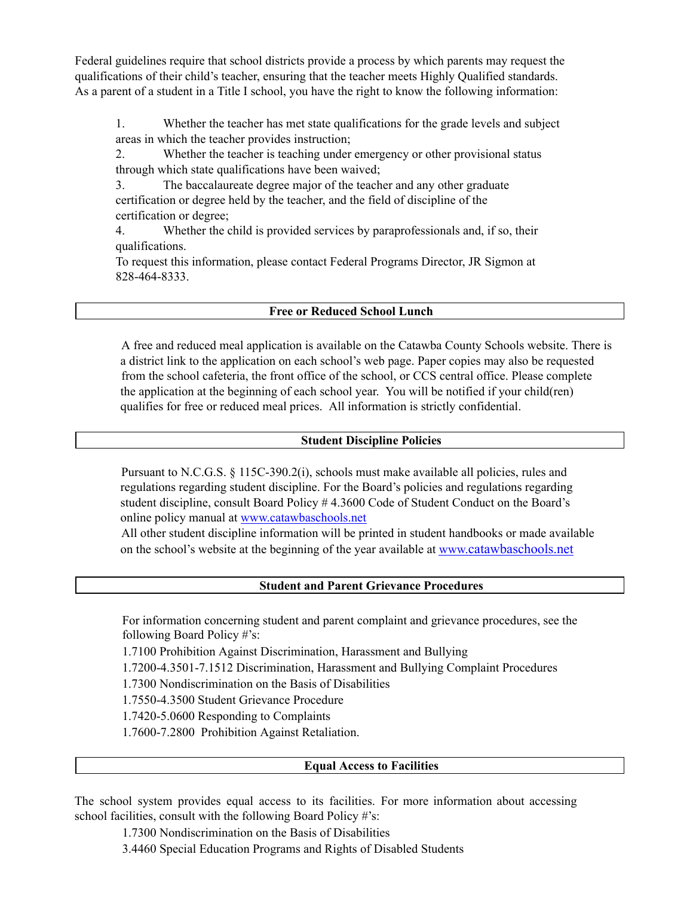Federal guidelines require that school districts provide a process by which parents may request the qualifications of their child's teacher, ensuring that the teacher meets Highly Qualified standards. As a parent of a student in a Title I school, you have the right to know the following information:

1. Whether the teacher has met state qualifications for the grade levels and subject areas in which the teacher provides instruction;
2. Whether the teacher is teaching under emergency or other provisional status through which state qualifications have been waived;
3. The baccalaureate degree major of the teacher and any other graduate certification or degree held by the teacher, and the field of discipline of the certification or degree;
4. Whether the child is provided services by paraprofessionals and, if so, their qualifications.

To request this information, please contact Federal Programs Director, JR Sigmon at 828-464-8333.

## Free or Reduced School Lunch

A free and reduced meal application is available on the Catawba County Schools website. There is a district link to the application on each school's web page. Paper copies may also be requested from the school cafeteria, the front office of the school, or CCS central office. Please complete the application at the beginning of each school year. You will be notified if your child(ren) qualifies for free or reduced meal prices. All information is strictly confidential.

## Student Discipline Policies

Pursuant to N.C.G.S. § 115C-390.2(i), schools must make available all policies, rules and regulations regarding student discipline. For the Board's policies and regulations regarding student discipline, consult Board Policy # 4.3600 Code of Student Conduct on the Board's online policy manual at [www.catawbaschools.net](www.catawbaschools.net)

All other student discipline information will be printed in student handbooks or made available on the school's website at the beginning of the year available at [www.catawbaschools.net](www.catawbaschools.net)

## Student and Parent Grievance Procedures

For information concerning student and parent complaint and grievance procedures, see the following Board Policy #'s:

1.7100 Prohibition Against Discrimination, Harassment and Bullying

1.7200-4.3501-7.1512 Discrimination, Harassment and Bullying Complaint Procedures

1.7300 Nondiscrimination on the Basis of Disabilities

1.7550-4.3500 Student Grievance Procedure

1.7420-5.0600 Responding to Complaints

1.7600-7.2800 Prohibition Against Retaliation.

## Equal Access to Facilities

The school system provides equal access to its facilities. For more information about accessing school facilities, consult with the following Board Policy #'s:

1.7300 Nondiscrimination on the Basis of Disabilities

3.4460 Special Education Programs and Rights of Disabled Students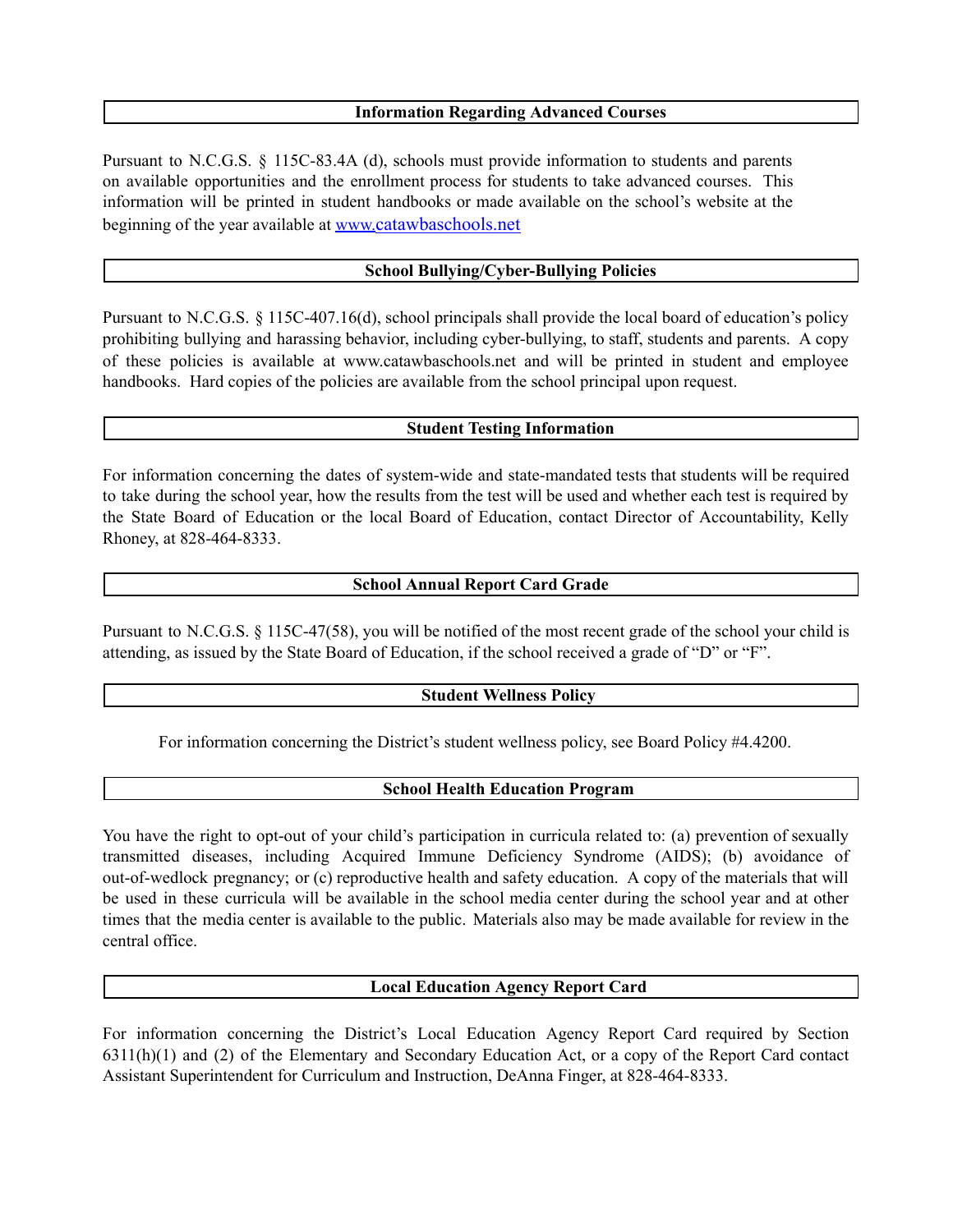## Information Regarding Advanced Courses

Pursuant to N.C.G.S. § 115C-83.4A (d), schools must provide information to students and parents on available opportunities and the enrollment process for students to take advanced courses. This information will be printed in student handbooks or made available on the school's website at the beginning of the year available at [www.catawbaschools.net](http://www.catawbaschools.net)

## School Bullying/Cyber-Bullying Policies

Pursuant to N.C.G.S. § 115C-407.16(d), school principals shall provide the local board of education's policy prohibiting bullying and harassing behavior, including cyber-bullying, to staff, students and parents. A copy of these policies is available at www.catawbaschools.net and will be printed in student and employee handbooks. Hard copies of the policies are available from the school principal upon request.

## Student Testing Information

For information concerning the dates of system-wide and state-mandated tests that students will be required to take during the school year, how the results from the test will be used and whether each test is required by the State Board of Education or the local Board of Education, contact Director of Accountability, Kelly Rhoney, at 828-464-8333.

## School Annual Report Card Grade

Pursuant to N.C.G.S. § 115C-47(58), you will be notified of the most recent grade of the school your child is attending, as issued by the State Board of Education, if the school received a grade of "D" or "F".

## Student Wellness Policy

For information concerning the District's student wellness policy, see Board Policy #4.4200.

## School Health Education Program

You have the right to opt-out of your child's participation in curricula related to: (a) prevention of sexually transmitted diseases, including Acquired Immune Deficiency Syndrome (AIDS); (b) avoidance of out-of-wedlock pregnancy; or (c) reproductive health and safety education. A copy of the materials that will be used in these curricula will be available in the school media center during the school year and at other times that the media center is available to the public. Materials also may be made available for review in the central office.

## Local Education Agency Report Card

For information concerning the District's Local Education Agency Report Card required by Section 6311(h)(1) and (2) of the Elementary and Secondary Education Act, or a copy of the Report Card contact Assistant Superintendent for Curriculum and Instruction, DeAnna Finger, at 828-464-8333.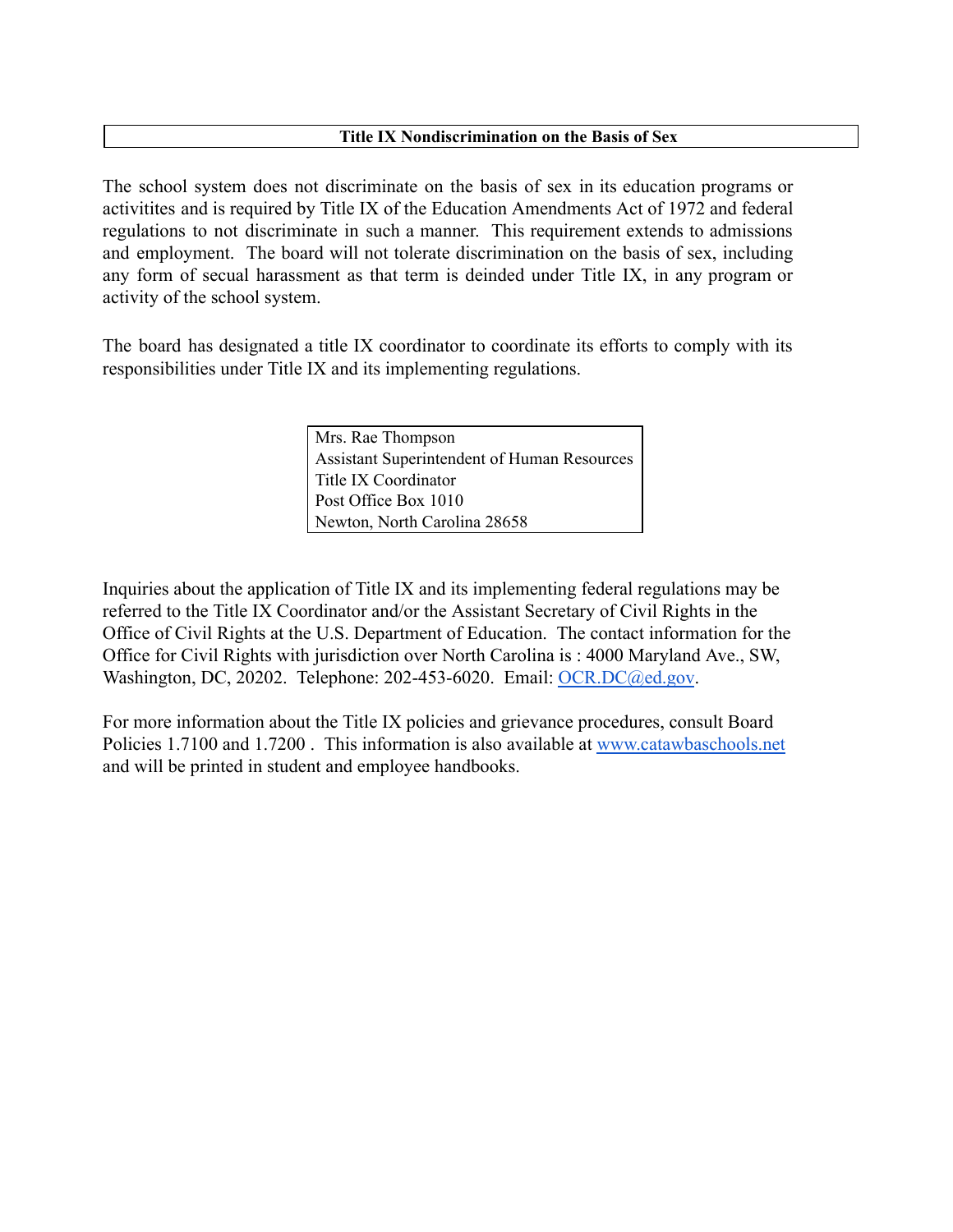## Title IX Nondiscrimination on the Basis of Sex

The school system does not discriminate on the basis of sex in its education programs or activitites and is required by Title IX of the Education Amendments Act of 1972 and federal regulations to not discriminate in such a manner. This requirement extends to admissions and employment. The board will not tolerate discrimination on the basis of sex, including any form of secual harassment as that term is deinded under Title IX, in any program or activity of the school system.

The board has designated a title IX coordinator to coordinate its efforts to comply with its responsibilities under Title IX and its implementing regulations.

Mrs. Rae Thompson
Assistant Superintendent of Human Resources
Title IX Coordinator
Post Office Box 1010
Newton, North Carolina 28658

Inquiries about the application of Title IX and its implementing federal regulations may be referred to the Title IX Coordinator and/or the Assistant Secretary of Civil Rights in the Office of Civil Rights at the U.S. Department of Education. The contact information for the Office for Civil Rights with jurisdiction over North Carolina is : 4000 Maryland Ave., SW, Washington, DC, 20202. Telephone: 202-453-6020. Email: OCR.DC@ed.gov.

For more information about the Title IX policies and grievance procedures, consult Board Policies 1.7100 and 1.7200 . This information is also available at www.catawbaschools.net and will be printed in student and employee handbooks.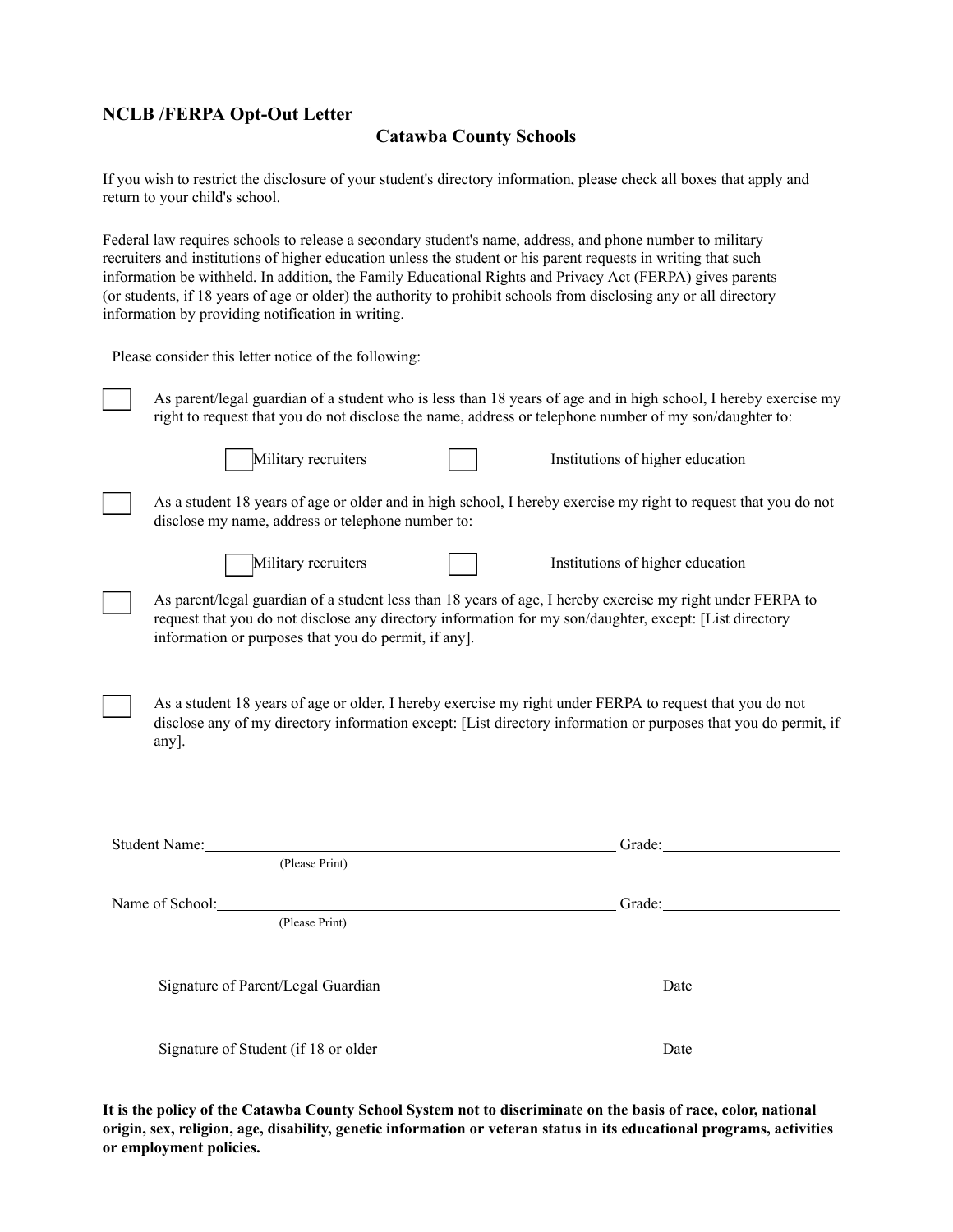## NCLB /FERPA Opt-Out Letter

### Catawba County Schools

If you wish to restrict the disclosure of your student's directory information, please check all boxes that apply and return to your child's school.

Federal law requires schools to release a secondary student's name, address, and phone number to military recruiters and institutions of higher education unless the student or his parent requests in writing that such information be withheld. In addition, the Family Educational Rights and Privacy Act (FERPA) gives parents (or students, if 18 years of age or older) the authority to prohibit schools from disclosing any or all directory information by providing notification in writing.

Please consider this letter notice of the following:

☐ As parent/legal guardian of a student who is less than 18 years of age and in high school, I hereby exercise my right to request that you do not disclose the name, address or telephone number of my son/daughter to:

☐ Military recruiters ☐ Institutions of higher education

☐ As a student 18 years of age or older and in high school, I hereby exercise my right to request that you do not disclose my name, address or telephone number to:

☐ Military recruiters ☐ Institutions of higher education

☐ As parent/legal guardian of a student less than 18 years of age, I hereby exercise my right under FERPA to request that you do not disclose any directory information for my son/daughter, except: [List directory information or purposes that you do permit, if any].

☐ As a student 18 years of age or older, I hereby exercise my right under FERPA to request that you do not disclose any of my directory information except: [List directory information or purposes that you do permit, if any].

Student Name:\_\_\_\_\_\_\_\_\_\_\_\_\_\_\_\_\_\_\_\_\_\_\_\_\_\_\_\_\_\_\_\_\_\_\_\_\_\_\_\_ Grade:\_\_\_\_\_\_\_\_\_\_\_\_\_\_\_\_\_\_
(Please Print)

Name of School:\_\_\_\_\_\_\_\_\_\_\_\_\_\_\_\_\_\_\_\_\_\_\_\_\_\_\_\_\_\_\_\_\_\_\_\_\_\_\_\_ Grade:\_\_\_\_\_\_\_\_\_\_\_\_\_\_\_\_\_\_
(Please Print)

Signature of Parent/Legal Guardian Date

Signature of Student (if 18 or older Date

**It is the policy of the Catawba County School System not to discriminate on the basis of race, color, national origin, sex, religion, age, disability, genetic information or veteran status in its educational programs, activities or employment policies.**